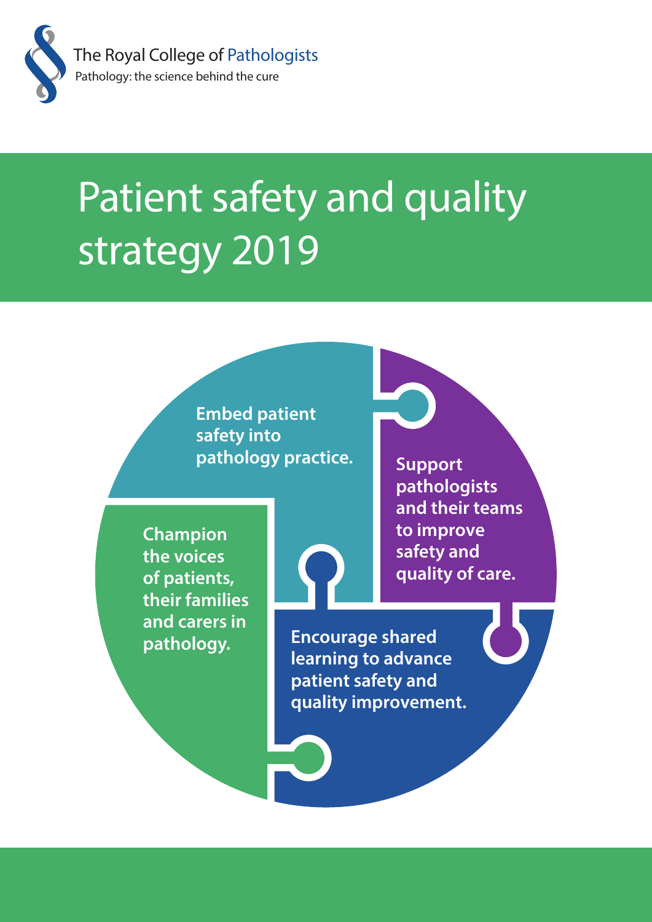The Royal College of Pathologists
Pathology: the science behind the cure

# Patient safety and quality strategy 2019

**Embed patient safety into pathology practice.**

**Support pathologists and their teams to improve safety and quality of care.**

**Encourage shared learning to advance patient safety and quality improvement.**

**Champion the voices of patients, their families and carers in pathology.**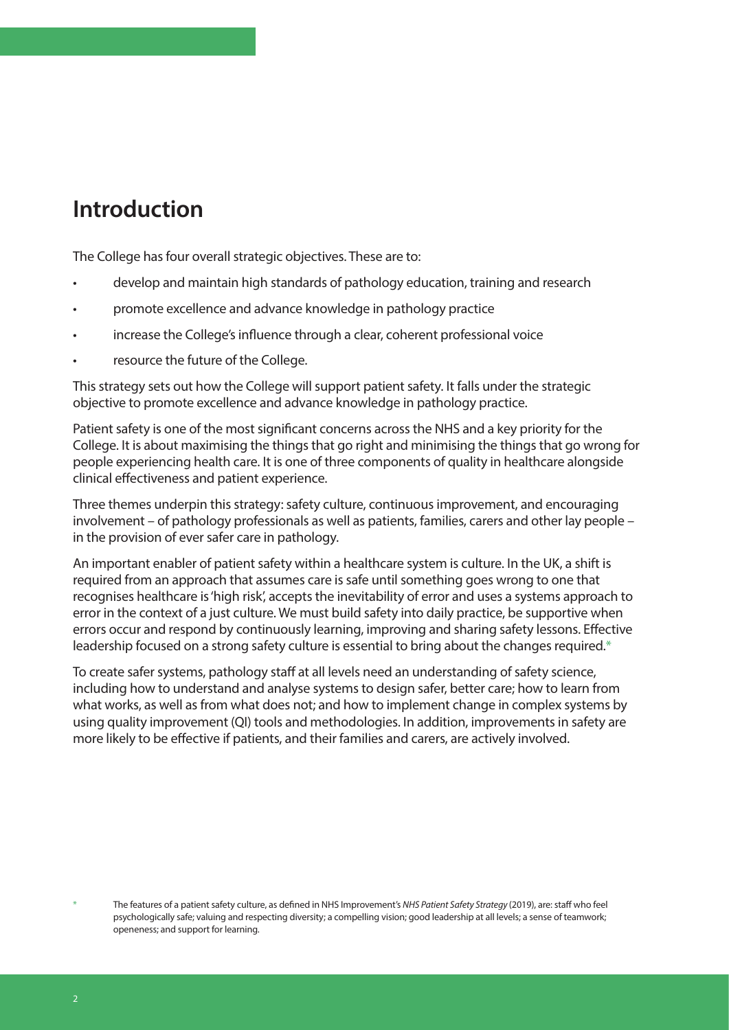# Introduction

The College has four overall strategic objectives. These are to:

- develop and maintain high standards of pathology education, training and research
- promote excellence and advance knowledge in pathology practice
- increase the College's influence through a clear, coherent professional voice
- resource the future of the College.

This strategy sets out how the College will support patient safety. It falls under the strategic objective to promote excellence and advance knowledge in pathology practice.

Patient safety is one of the most significant concerns across the NHS and a key priority for the College. It is about maximising the things that go right and minimising the things that go wrong for people experiencing health care. It is one of three components of quality in healthcare alongside clinical effectiveness and patient experience.

Three themes underpin this strategy: safety culture, continuous improvement, and encouraging involvement – of pathology professionals as well as patients, families, carers and other lay people – in the provision of ever safer care in pathology.

An important enabler of patient safety within a healthcare system is culture. In the UK, a shift is required from an approach that assumes care is safe until something goes wrong to one that recognises healthcare is 'high risk', accepts the inevitability of error and uses a systems approach to error in the context of a just culture. We must build safety into daily practice, be supportive when errors occur and respond by continuously learning, improving and sharing safety lessons. Effective leadership focused on a strong safety culture is essential to bring about the changes required.*

To create safer systems, pathology staff at all levels need an understanding of safety science, including how to understand and analyse systems to design safer, better care; how to learn from what works, as well as from what does not; and how to implement change in complex systems by using quality improvement (QI) tools and methodologies. In addition, improvements in safety are more likely to be effective if patients, and their families and carers, are actively involved.

\* The features of a patient safety culture, as defined in NHS Improvement's *NHS Patient Safety Strategy* (2019), are: staff who feel psychologically safe; valuing and respecting diversity; a compelling vision; good leadership at all levels; a sense of teamwork; openeness; and support for learning.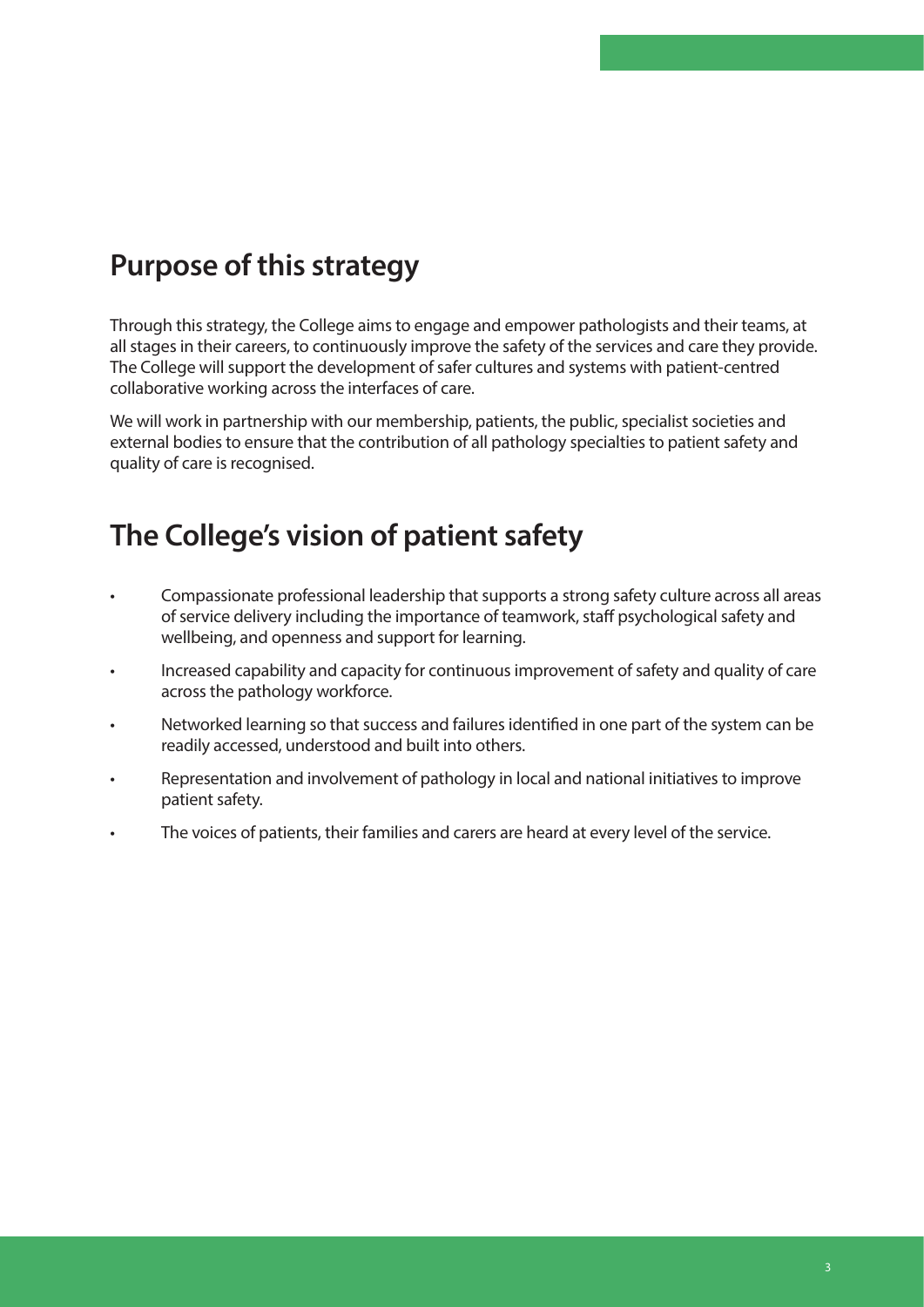## Purpose of this strategy

Through this strategy, the College aims to engage and empower pathologists and their teams, at all stages in their careers, to continuously improve the safety of the services and care they provide. The College will support the development of safer cultures and systems with patient-centred collaborative working across the interfaces of care.

We will work in partnership with our membership, patients, the public, specialist societies and external bodies to ensure that the contribution of all pathology specialties to patient safety and quality of care is recognised.

## The College's vision of patient safety

- Compassionate professional leadership that supports a strong safety culture across all areas of service delivery including the importance of teamwork, staff psychological safety and wellbeing, and openness and support for learning.
- Increased capability and capacity for continuous improvement of safety and quality of care across the pathology workforce.
- Networked learning so that success and failures identified in one part of the system can be readily accessed, understood and built into others.
- Representation and involvement of pathology in local and national initiatives to improve patient safety.
- The voices of patients, their families and carers are heard at every level of the service.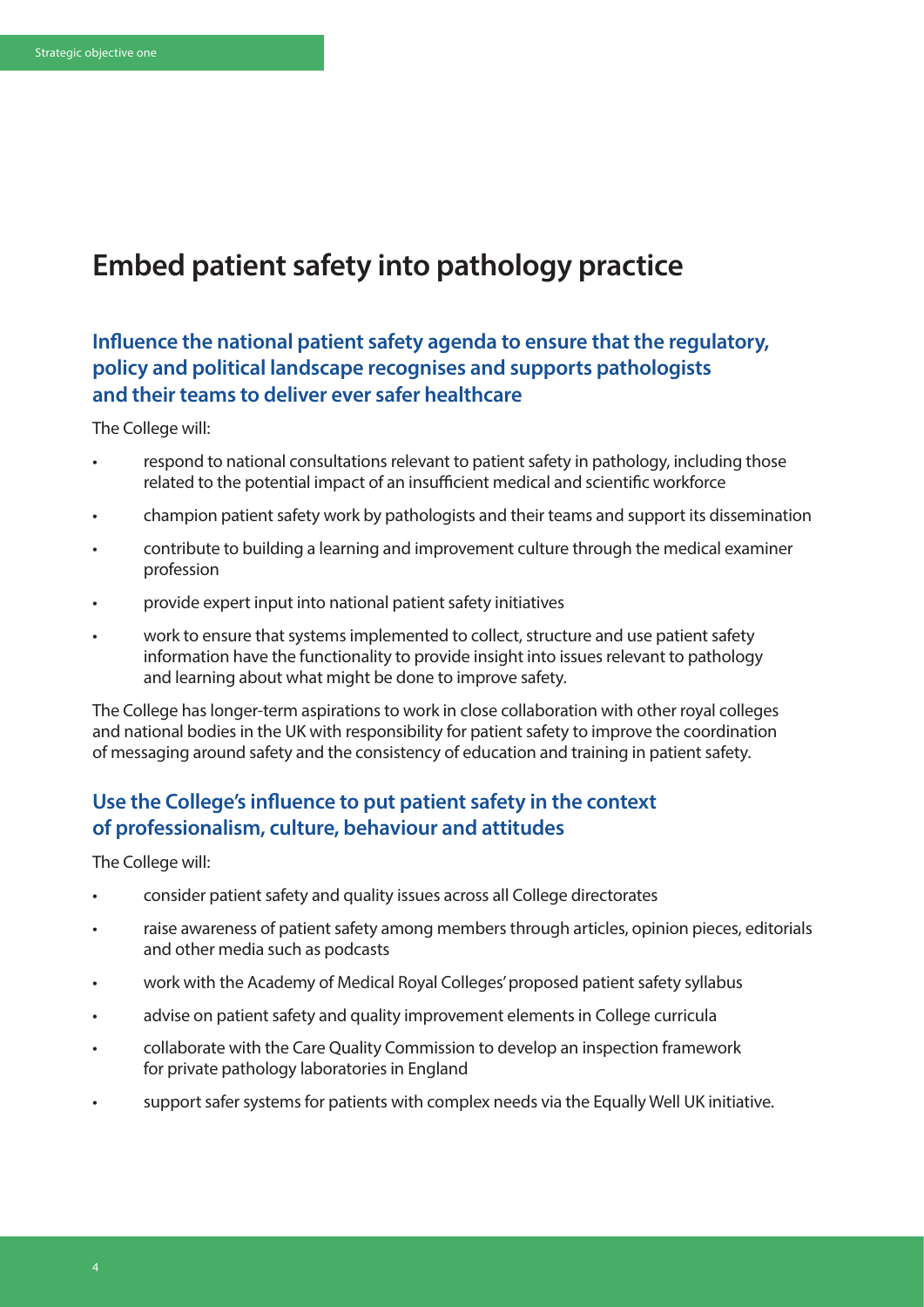# Embed patient safety into pathology practice

## Influence the national patient safety agenda to ensure that the regulatory, policy and political landscape recognises and supports pathologists and their teams to deliver ever safer healthcare

The College will:

- respond to national consultations relevant to patient safety in pathology, including those related to the potential impact of an insufficient medical and scientific workforce
- champion patient safety work by pathologists and their teams and support its dissemination
- contribute to building a learning and improvement culture through the medical examiner profession
- provide expert input into national patient safety initiatives
- work to ensure that systems implemented to collect, structure and use patient safety information have the functionality to provide insight into issues relevant to pathology and learning about what might be done to improve safety.

The College has longer-term aspirations to work in close collaboration with other royal colleges and national bodies in the UK with responsibility for patient safety to improve the coordination of messaging around safety and the consistency of education and training in patient safety.

## Use the College's influence to put patient safety in the context of professionalism, culture, behaviour and attitudes

The College will:

- consider patient safety and quality issues across all College directorates
- raise awareness of patient safety among members through articles, opinion pieces, editorials and other media such as podcasts
- work with the Academy of Medical Royal Colleges' proposed patient safety syllabus
- advise on patient safety and quality improvement elements in College curricula
- collaborate with the Care Quality Commission to develop an inspection framework for private pathology laboratories in England
- support safer systems for patients with complex needs via the Equally Well UK initiative.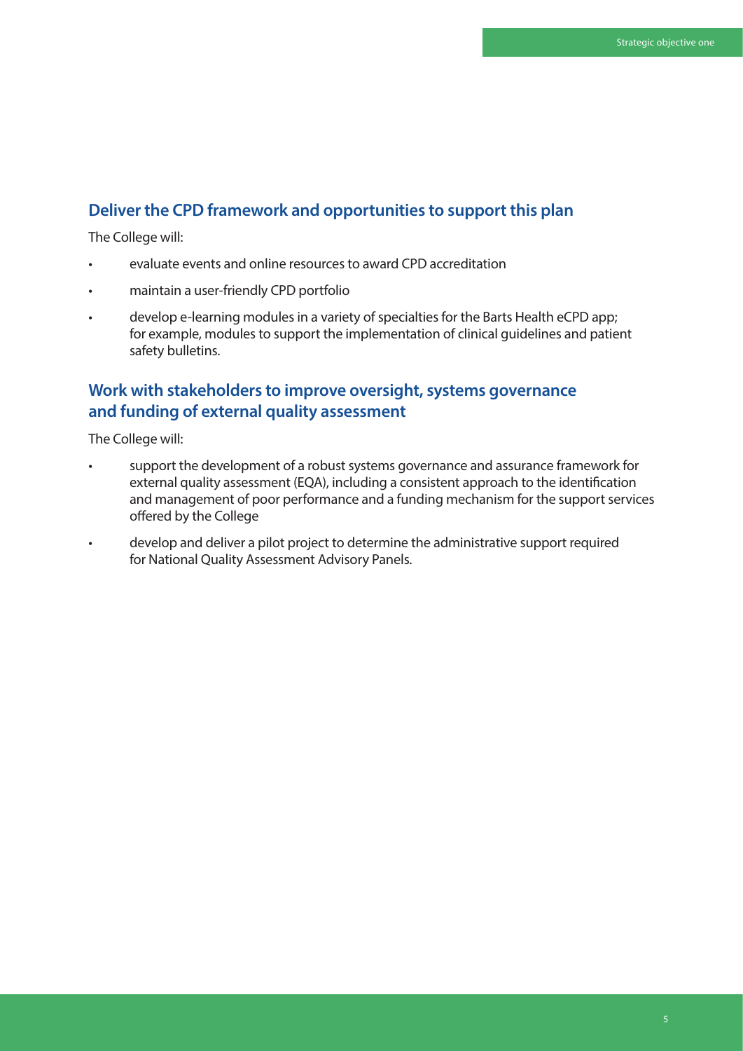## Deliver the CPD framework and opportunities to support this plan

The College will:

- evaluate events and online resources to award CPD accreditation
- maintain a user-friendly CPD portfolio
- develop e-learning modules in a variety of specialties for the Barts Health eCPD app; for example, modules to support the implementation of clinical guidelines and patient safety bulletins.

## Work with stakeholders to improve oversight, systems governance and funding of external quality assessment

The College will:

- support the development of a robust systems governance and assurance framework for external quality assessment (EQA), including a consistent approach to the identification and management of poor performance and a funding mechanism for the support services offered by the College
- develop and deliver a pilot project to determine the administrative support required for National Quality Assessment Advisory Panels.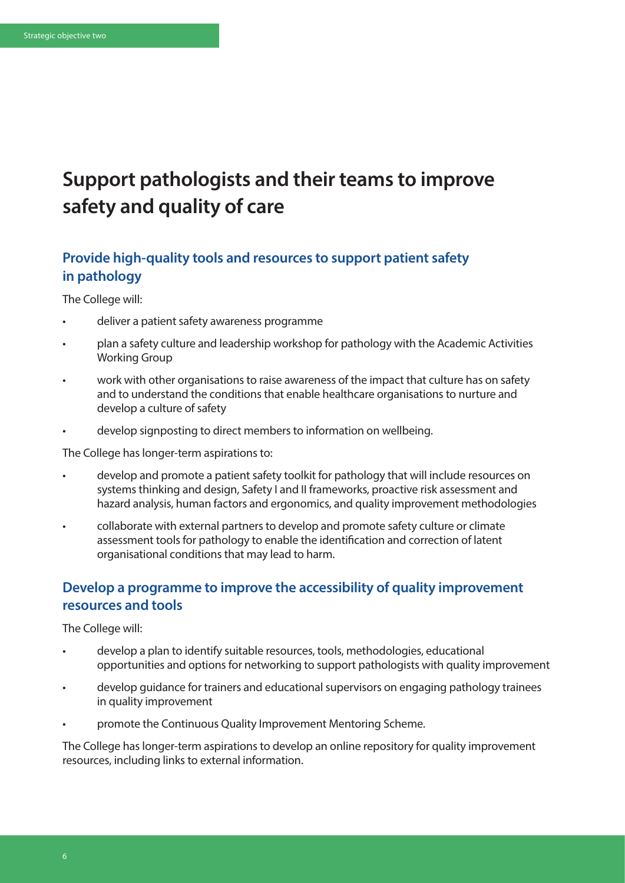# Support pathologists and their teams to improve safety and quality of care

## Provide high-quality tools and resources to support patient safety in pathology

The College will:

- deliver a patient safety awareness programme
- plan a safety culture and leadership workshop for pathology with the Academic Activities Working Group
- work with other organisations to raise awareness of the impact that culture has on safety and to understand the conditions that enable healthcare organisations to nurture and develop a culture of safety
- develop signposting to direct members to information on wellbeing.

The College has longer-term aspirations to:

- develop and promote a patient safety toolkit for pathology that will include resources on systems thinking and design, Safety I and II frameworks, proactive risk assessment and hazard analysis, human factors and ergonomics, and quality improvement methodologies
- collaborate with external partners to develop and promote safety culture or climate assessment tools for pathology to enable the identification and correction of latent organisational conditions that may lead to harm.

## Develop a programme to improve the accessibility of quality improvement resources and tools

The College will:

- develop a plan to identify suitable resources, tools, methodologies, educational opportunities and options for networking to support pathologists with quality improvement
- develop guidance for trainers and educational supervisors on engaging pathology trainees in quality improvement
- promote the Continuous Quality Improvement Mentoring Scheme.

The College has longer-term aspirations to develop an online repository for quality improvement resources, including links to external information.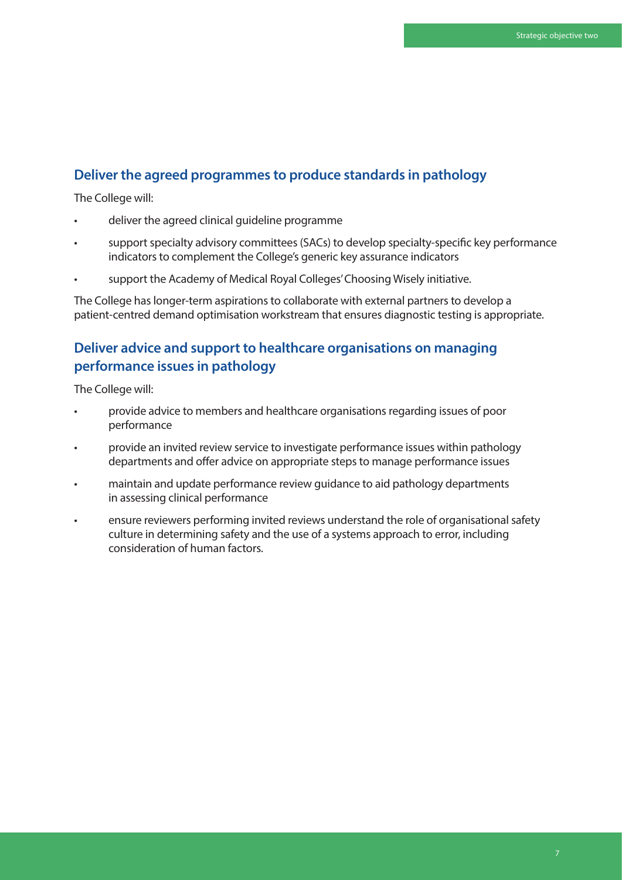## Deliver the agreed programmes to produce standards in pathology

The College will:

- deliver the agreed clinical guideline programme
- support specialty advisory committees (SACs) to develop specialty-specific key performance indicators to complement the College's generic key assurance indicators
- support the Academy of Medical Royal Colleges' Choosing Wisely initiative.

The College has longer-term aspirations to collaborate with external partners to develop a patient-centred demand optimisation workstream that ensures diagnostic testing is appropriate.

## Deliver advice and support to healthcare organisations on managing performance issues in pathology

The College will:

- provide advice to members and healthcare organisations regarding issues of poor performance
- provide an invited review service to investigate performance issues within pathology departments and offer advice on appropriate steps to manage performance issues
- maintain and update performance review guidance to aid pathology departments in assessing clinical performance
- ensure reviewers performing invited reviews understand the role of organisational safety culture in determining safety and the use of a systems approach to error, including consideration of human factors.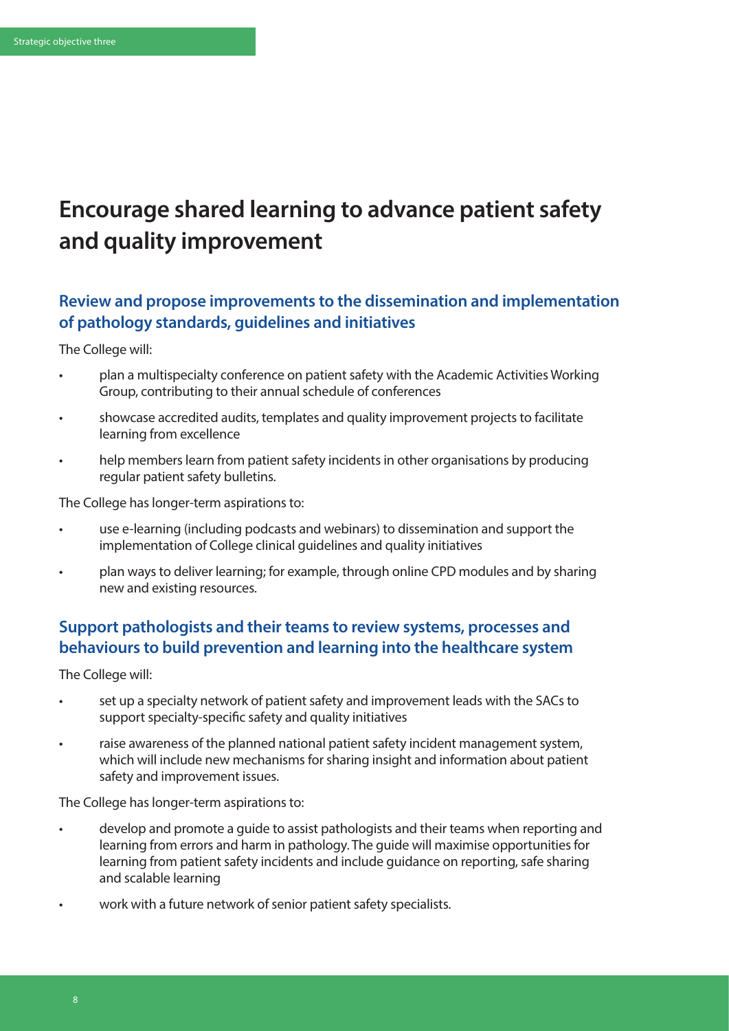# Encourage shared learning to advance patient safety and quality improvement

## Review and propose improvements to the dissemination and implementation of pathology standards, guidelines and initiatives

The College will:

- plan a multispecialty conference on patient safety with the Academic Activities Working Group, contributing to their annual schedule of conferences
- showcase accredited audits, templates and quality improvement projects to facilitate learning from excellence
- help members learn from patient safety incidents in other organisations by producing regular patient safety bulletins.

The College has longer-term aspirations to:

- use e-learning (including podcasts and webinars) to dissemination and support the implementation of College clinical guidelines and quality initiatives
- plan ways to deliver learning; for example, through online CPD modules and by sharing new and existing resources.

## Support pathologists and their teams to review systems, processes and behaviours to build prevention and learning into the healthcare system

The College will:

- set up a specialty network of patient safety and improvement leads with the SACs to support specialty-specific safety and quality initiatives
- raise awareness of the planned national patient safety incident management system, which will include new mechanisms for sharing insight and information about patient safety and improvement issues.

The College has longer-term aspirations to:

- develop and promote a guide to assist pathologists and their teams when reporting and learning from errors and harm in pathology. The guide will maximise opportunities for learning from patient safety incidents and include guidance on reporting, safe sharing and scalable learning
- work with a future network of senior patient safety specialists.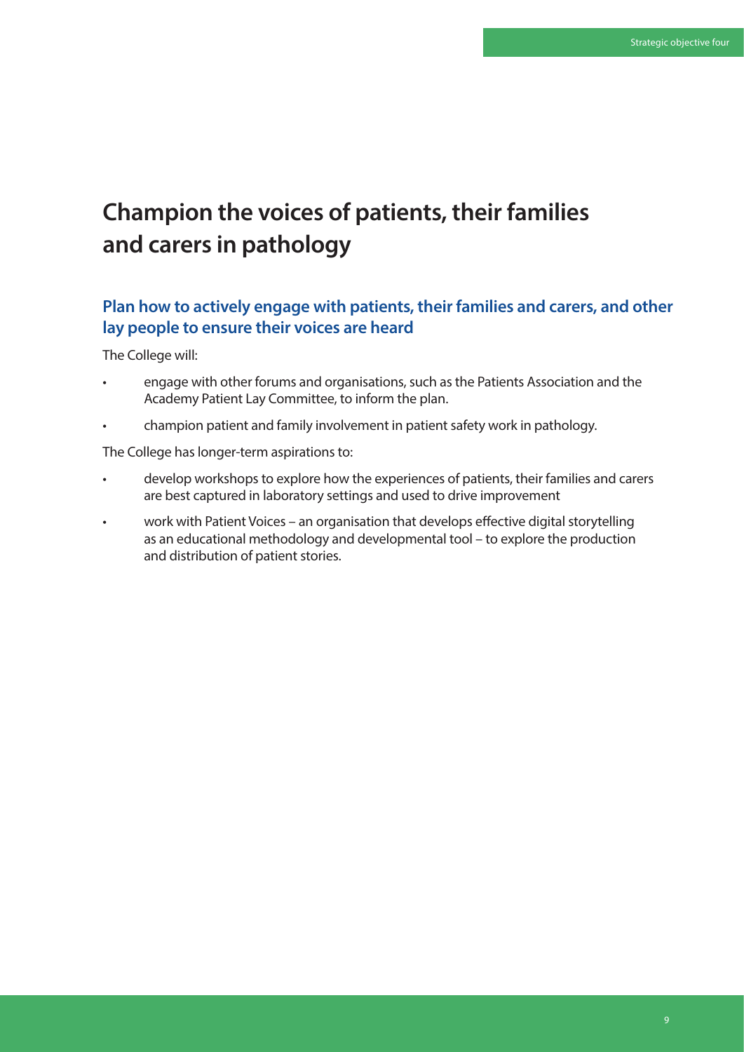# Champion the voices of patients, their families and carers in pathology

## Plan how to actively engage with patients, their families and carers, and other lay people to ensure their voices are heard

The College will:

- engage with other forums and organisations, such as the Patients Association and the Academy Patient Lay Committee, to inform the plan.
- champion patient and family involvement in patient safety work in pathology.

The College has longer-term aspirations to:

- develop workshops to explore how the experiences of patients, their families and carers are best captured in laboratory settings and used to drive improvement
- work with Patient Voices – an organisation that develops effective digital storytelling as an educational methodology and developmental tool – to explore the production and distribution of patient stories.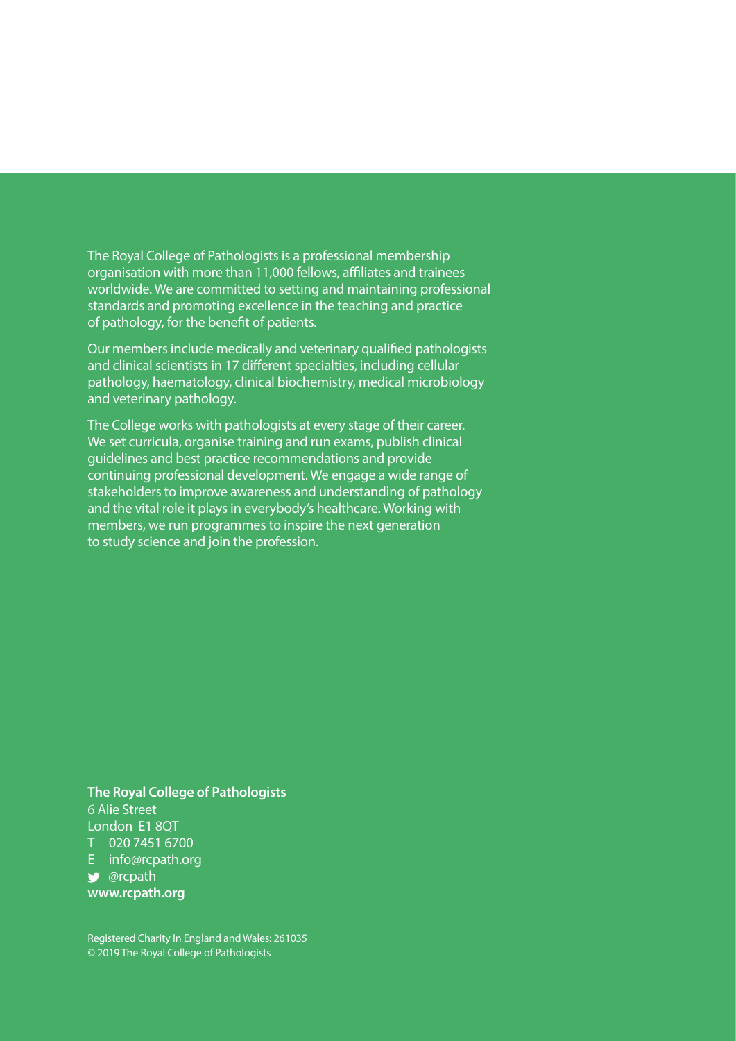The Royal College of Pathologists is a professional membership organisation with more than 11,000 fellows, affiliates and trainees worldwide. We are committed to setting and maintaining professional standards and promoting excellence in the teaching and practice of pathology, for the benefit of patients.

Our members include medically and veterinary qualified pathologists and clinical scientists in 17 different specialties, including cellular pathology, haematology, clinical biochemistry, medical microbiology and veterinary pathology.

The College works with pathologists at every stage of their career. We set curricula, organise training and run exams, publish clinical guidelines and best practice recommendations and provide continuing professional development. We engage a wide range of stakeholders to improve awareness and understanding of pathology and the vital role it plays in everybody's healthcare. Working with members, we run programmes to inspire the next generation to study science and join the profession.

**The Royal College of Pathologists**
6 Alie Street
London E1 8QT
T 020 7451 6700
E info@rcpath.org
@rcpath
**www.rcpath.org**

Registered Charity In England and Wales: 261035
© 2019 The Royal College of Pathologists